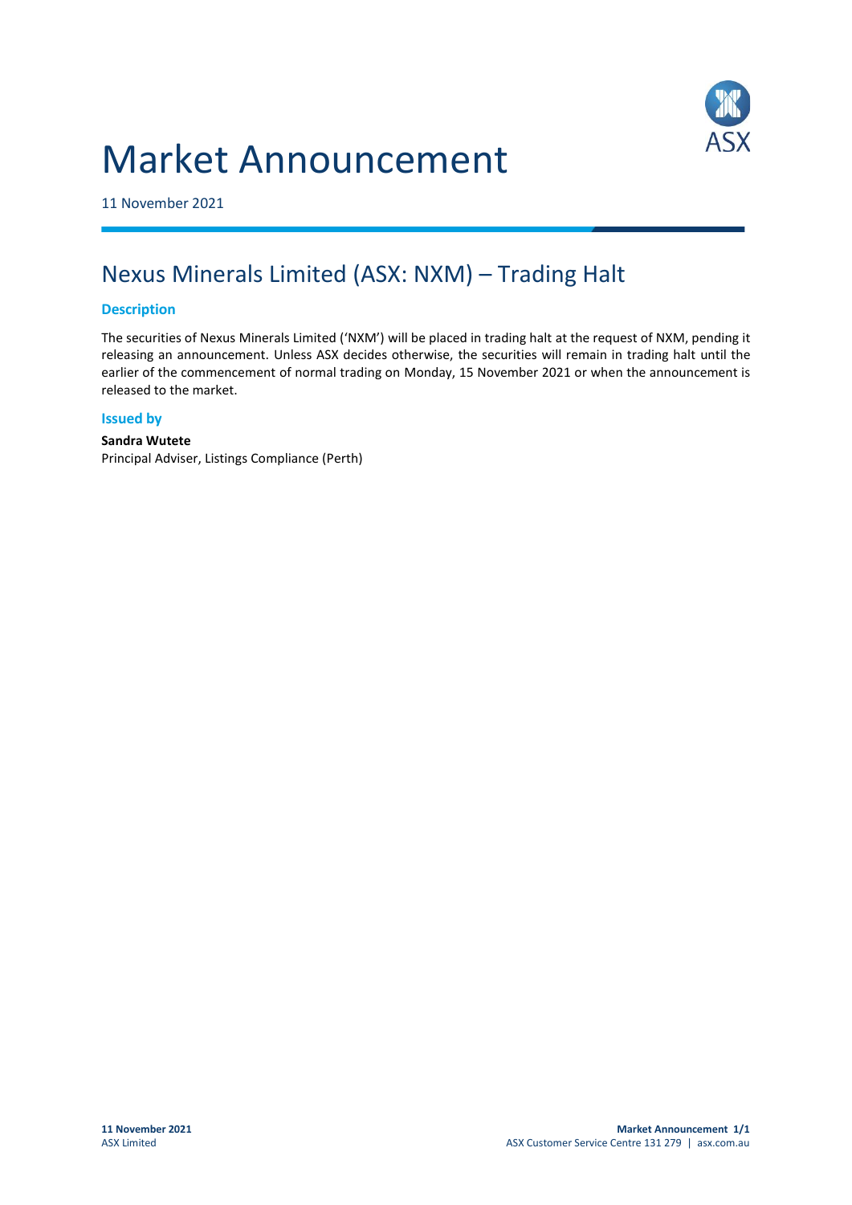# Market Announcement

11 November 2021

## Nexus Minerals Limited (ASX: NXM) – Trading Halt

### Description

The securities of Nexus Minerals Limited ('NXM') will be placed in trading halt at the request of NXM, pending it releasing an announcement. Unless ASX decides otherwise, the securities will remain in trading halt until the earlier of the commencement of normal trading on Monday, 15 November 2021 or when the announcement is released to the market.

### Issued by

**Sandra Wutete**
Principal Adviser, Listings Compliance (Perth)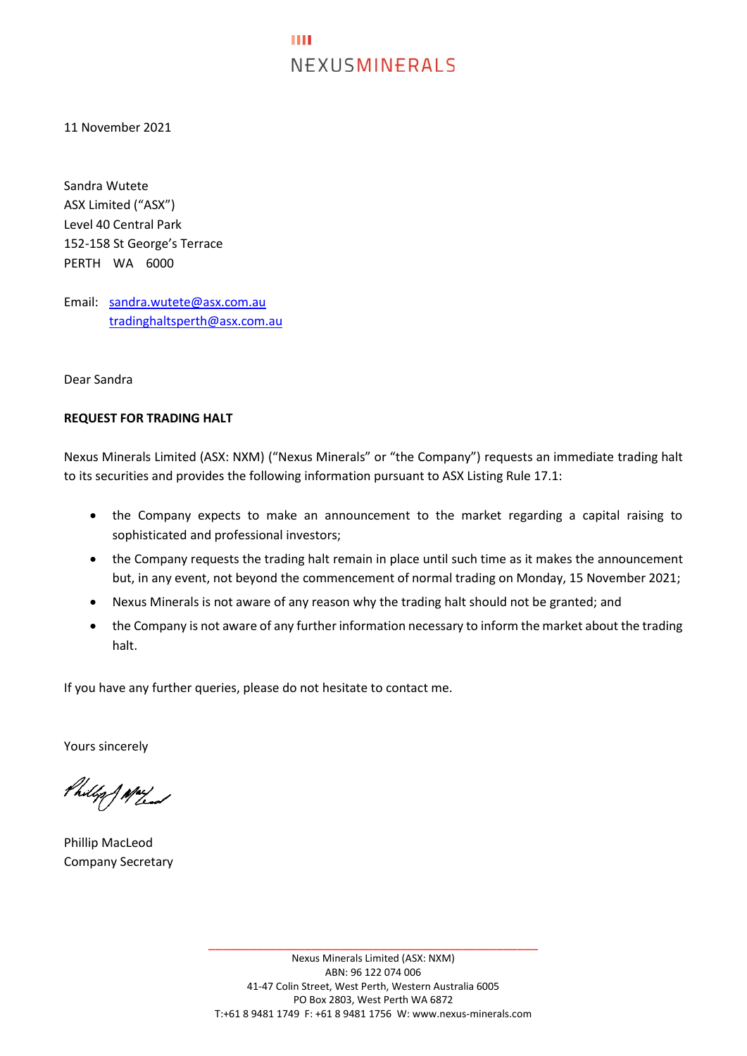NEXUSMINERALS

11 November 2021

Sandra Wutete
ASX Limited ("ASX")
Level 40 Central Park
152-158 St George's Terrace
PERTH WA 6000

Email: sandra.wutete@asx.com.au
tradinghaltsperth@asx.com.au

Dear Sandra

**REQUEST FOR TRADING HALT**

Nexus Minerals Limited (ASX: NXM) ("Nexus Minerals" or "the Company") requests an immediate trading halt to its securities and provides the following information pursuant to ASX Listing Rule 17.1:

- the Company expects to make an announcement to the market regarding a capital raising to sophisticated and professional investors;
- the Company requests the trading halt remain in place until such time as it makes the announcement but, in any event, not beyond the commencement of normal trading on Monday, 15 November 2021;
- Nexus Minerals is not aware of any reason why the trading halt should not be granted; and
- the Company is not aware of any further information necessary to inform the market about the trading halt.

If you have any further queries, please do not hesitate to contact me.

Yours sincerely

Phillip MacLeod
Company Secretary

Nexus Minerals Limited (ASX: NXM)
ABN: 96 122 074 006
41-47 Colin Street, West Perth, Western Australia 6005
PO Box 2803, West Perth WA 6872
T:+61 8 9481 1749 F: +61 8 9481 1756 W: www.nexus-minerals.com